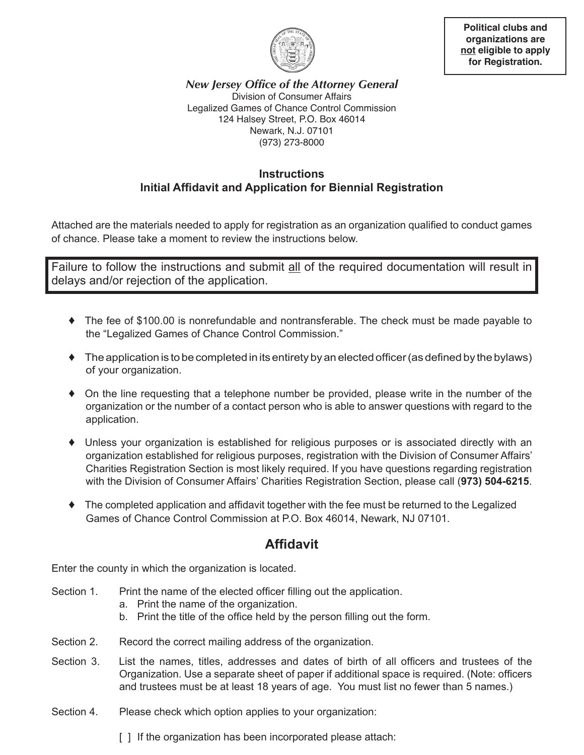**Political clubs and organizations are not eligible to apply for Registration.**

***New Jersey Office of the Attorney General***

Division of Consumer Affairs
Legalized Games of Chance Control Commission
124 Halsey Street, P.O. Box 46014
Newark, N.J. 07101
(973) 273-8000

## Instructions
## Initial Affidavit and Application for Biennial Registration

Attached are the materials needed to apply for registration as an organization qualified to conduct games of chance. Please take a moment to review the instructions below.

Failure to follow the instructions and submit all of the required documentation will result in delays and/or rejection of the application.

- ♦ The fee of $100.00 is nonrefundable and nontransferable. The check must be made payable to the "Legalized Games of Chance Control Commission."
- ♦ The application is to be completed in its entirety by an elected officer (as defined by the bylaws) of your organization.
- ♦ On the line requesting that a telephone number be provided, please write in the number of the organization or the number of a contact person who is able to answer questions with regard to the application.
- ♦ Unless your organization is established for religious purposes or is associated directly with an organization established for religious purposes, registration with the Division of Consumer Affairs' Charities Registration Section is most likely required. If you have questions regarding registration with the Division of Consumer Affairs' Charities Registration Section, please call (**973) 504-6215**.
- ♦ The completed application and affidavit together with the fee must be returned to the Legalized Games of Chance Control Commission at P.O. Box 46014, Newark, NJ 07101.

## Affidavit

Enter the county in which the organization is located.

Section 1. Print the name of the elected officer filling out the application.
  a. Print the name of the organization.
  b. Print the title of the office held by the person filling out the form.

Section 2. Record the correct mailing address of the organization.

Section 3. List the names, titles, addresses and dates of birth of all officers and trustees of the Organization. Use a separate sheet of paper if additional space is required. (Note: officers and trustees must be at least 18 years of age. You must list no fewer than 5 names.)

Section 4. Please check which option applies to your organization:

[ ] If the organization has been incorporated please attach: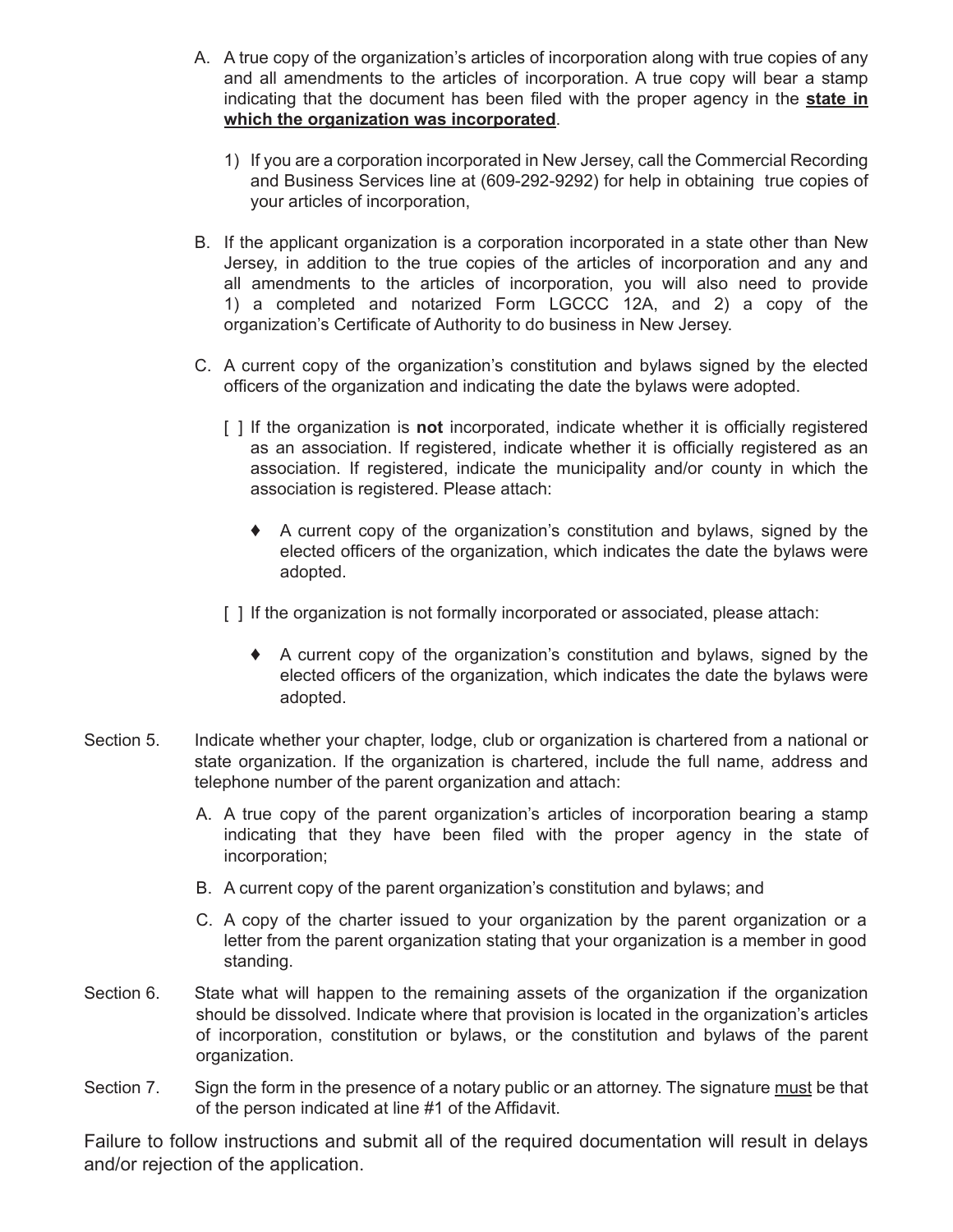A. A true copy of the organization's articles of incorporation along with true copies of any and all amendments to the articles of incorporation. A true copy will bear a stamp indicating that the document has been filed with the proper agency in the **state in which the organization was incorporated**.

   1) If you are a corporation incorporated in New Jersey, call the Commercial Recording and Business Services line at (609-292-9292) for help in obtaining true copies of your articles of incorporation,

B. If the applicant organization is a corporation incorporated in a state other than New Jersey, in addition to the true copies of the articles of incorporation and any and all amendments to the articles of incorporation, you will also need to provide 1) a completed and notarized Form LGCCC 12A, and 2) a copy of the organization's Certificate of Authority to do business in New Jersey.

C. A current copy of the organization's constitution and bylaws signed by the elected officers of the organization and indicating the date the bylaws were adopted.

   [ ] If the organization is **not** incorporated, indicate whether it is officially registered as an association. If registered, indicate whether it is officially registered as an association. If registered, indicate the municipality and/or county in which the association is registered. Please attach:

   - ♦ A current copy of the organization's constitution and bylaws, signed by the elected officers of the organization, which indicates the date the bylaws were adopted.

   [ ] If the organization is not formally incorporated or associated, please attach:

   - ♦ A current copy of the organization's constitution and bylaws, signed by the elected officers of the organization, which indicates the date the bylaws were adopted.

Section 5. Indicate whether your chapter, lodge, club or organization is chartered from a national or state organization. If the organization is chartered, include the full name, address and telephone number of the parent organization and attach:

A. A true copy of the parent organization's articles of incorporation bearing a stamp indicating that they have been filed with the proper agency in the state of incorporation;

B. A current copy of the parent organization's constitution and bylaws; and

C. A copy of the charter issued to your organization by the parent organization or a letter from the parent organization stating that your organization is a member in good standing.

Section 6. State what will happen to the remaining assets of the organization if the organization should be dissolved. Indicate where that provision is located in the organization's articles of incorporation, constitution or bylaws, or the constitution and bylaws of the parent organization.

Section 7. Sign the form in the presence of a notary public or an attorney. The signature must be that of the person indicated at line #1 of the Affidavit.

Failure to follow instructions and submit all of the required documentation will result in delays and/or rejection of the application.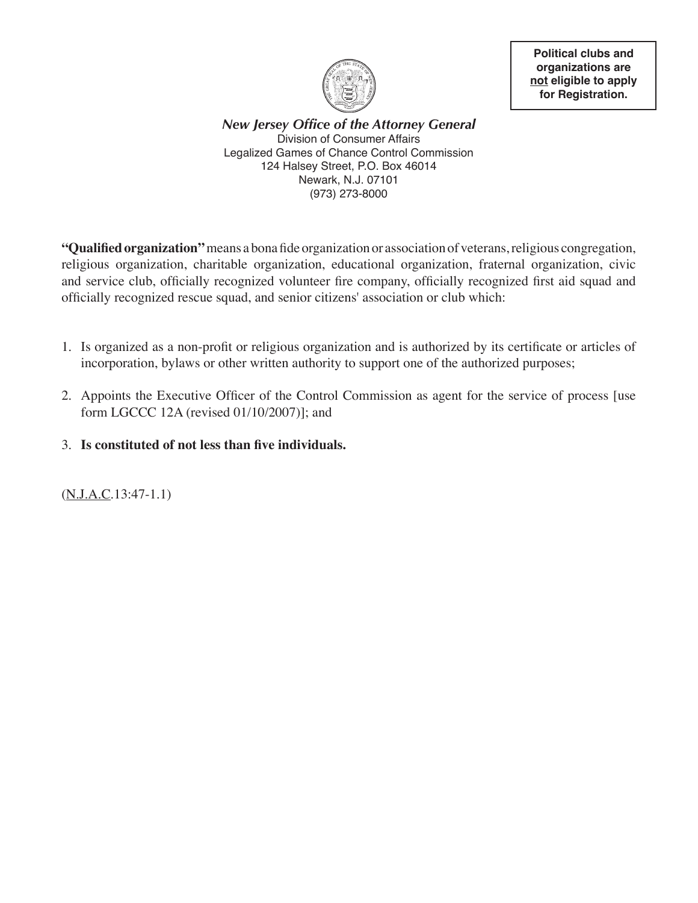**Political clubs and organizations are not eligible to apply for Registration.**

***New Jersey Office of the Attorney General***

Division of Consumer Affairs
Legalized Games of Chance Control Commission
124 Halsey Street, P.O. Box 46014
Newark, N.J. 07101
(973) 273-8000

**"Qualified organization"** means a bona fide organization or association of veterans, religious congregation, religious organization, charitable organization, educational organization, fraternal organization, civic and service club, officially recognized volunteer fire company, officially recognized first aid squad and officially recognized rescue squad, and senior citizens' association or club which:

1. Is organized as a non-profit or religious organization and is authorized by its certificate or articles of incorporation, bylaws or other written authority to support one of the authorized purposes;

2. Appoints the Executive Officer of the Control Commission as agent for the service of process [use form LGCCC 12A (revised 01/10/2007)]; and

3. **Is constituted of not less than five individuals.**

(N.J.A.C.13:47-1.1)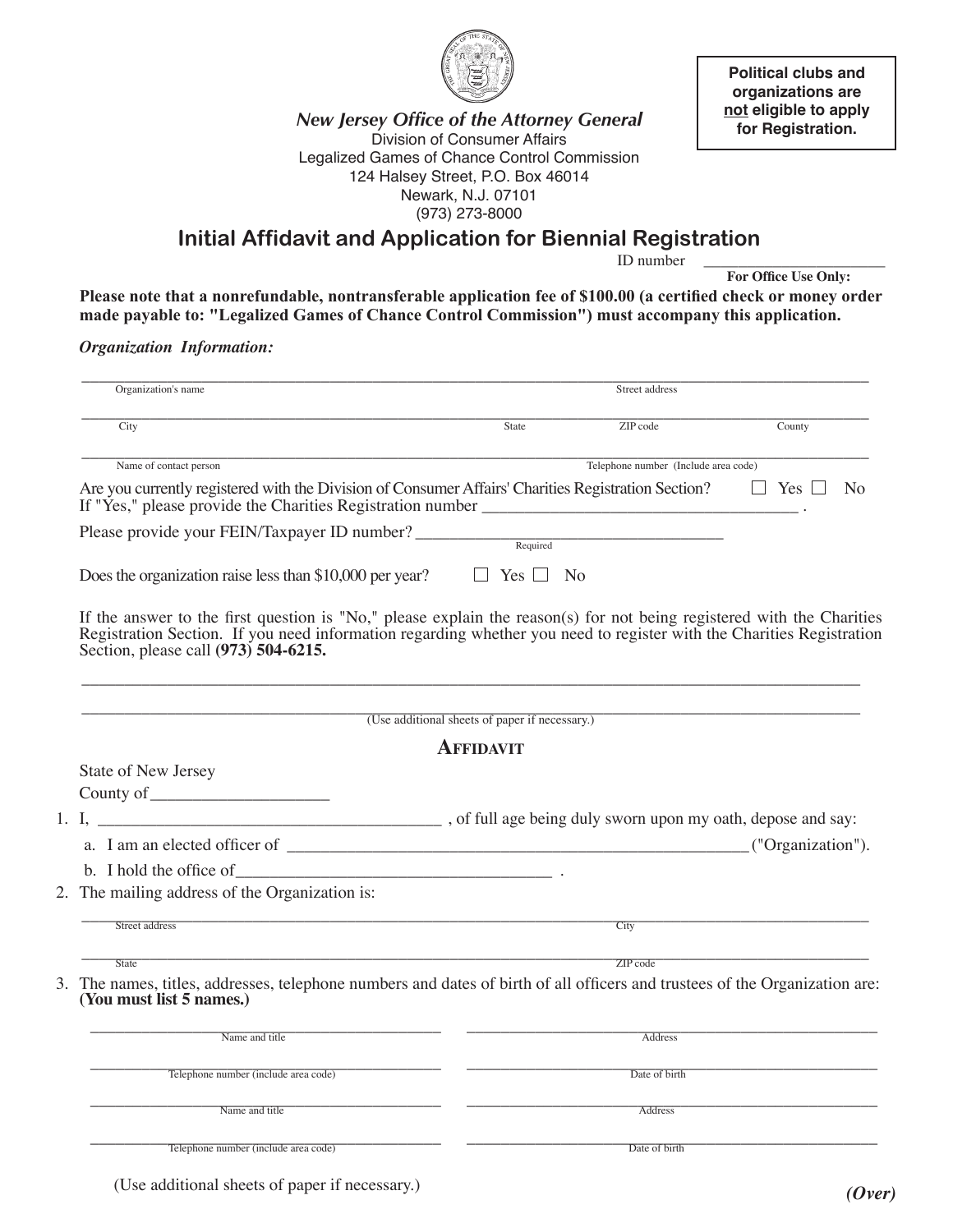**Political clubs and organizations are not eligible to apply for Registration.**

*New Jersey Office of the Attorney General*
Division of Consumer Affairs
Legalized Games of Chance Control Commission
124 Halsey Street, P.O. Box 46014
Newark, N.J. 07101
(973) 273-8000

# Initial Affidavit and Application for Biennial Registration

ID number ______________________
**For Office Use Only:**

**Please note that a nonrefundable, nontransferable application fee of $100.00 (a certified check or money order made payable to: "Legalized Games of Chance Control Commission") must accompany this application.**

*Organization Information:*

______________________________________________________________________
Organization's name — Street address

______________________________________________________________________
City — State — ZIP code — County

______________________________________________________________________
Name of contact person — Telephone number (Include area code)

Are you currently registered with the Division of Consumer Affairs' Charities Registration Section? ☐ Yes ☐ No
If "Yes," please provide the Charities Registration number ______________________________________ .

Please provide your FEIN/Taxpayer ID number? ___________________________________
Required

Does the organization raise less than $10,000 per year? ☐ Yes ☐ No

If the answer to the first question is "No," please explain the reason(s) for not being registered with the Charities Registration Section. If you need information regarding whether you need to register with the Charities Registration Section, please call **(973) 504-6215.**

______________________________________________________________________

______________________________________________________________________
(Use additional sheets of paper if necessary.)

## Affidavit

State of New Jersey
County of____________________

1. I, ________________________________________ , of full age being duly sworn upon my oath, depose and say:
   a. I am an elected officer of _______________________________________________________("Organization").
   b. I hold the office of_____________________________________ .
2. The mailing address of the Organization is:

   ______________________________________________________________________
   Street address — City

   ______________________________________________________________________
   State — ZIP code
3. The names, titles, addresses, telephone numbers and dates of birth of all officers and trustees of the Organization are: **(You must list 5 names.)**

   ______________________________ ______________________________
   Name and title — Address

   ______________________________ ______________________________
   Telephone number (include area code) — Date of birth

   ______________________________ ______________________________
   Name and title — Address

   ______________________________ ______________________________
   Telephone number (include area code) — Date of birth

(Use additional sheets of paper if necessary.)

***(Over)***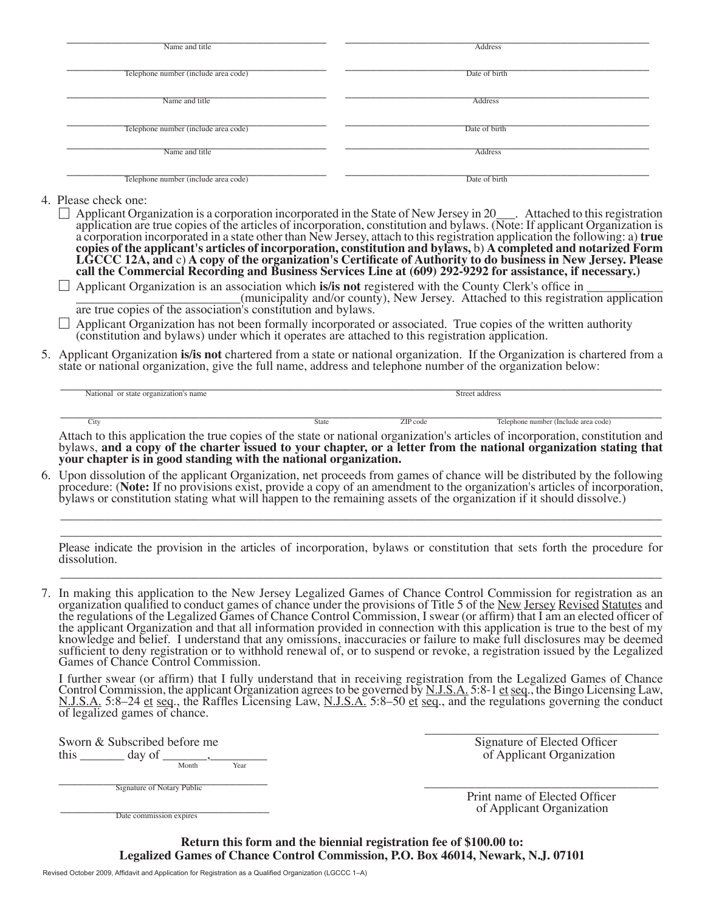| | |
|---|---|
| ______________________________ Name and title | ______________________________ Address |
| ______________________________ Telephone number (include area code) | ______________________________ Date of birth |
| ______________________________ Name and title | ______________________________ Address |
| ______________________________ Telephone number (include area code) | ______________________________ Date of birth |
| ______________________________ Name and title | ______________________________ Address |
| ______________________________ Telephone number (include area code) | ______________________________ Date of birth |

4. Please check one:

   ☐ Applicant Organization is a corporation incorporated in the State of New Jersey in 20___. Attached to this registration application are true copies of the articles of incorporation, constitution and bylaws. (Note: If applicant Organization is a corporation incorporated in a state other than New Jersey, attach to this registration application the following: a) **true copies of the applicant's articles of incorporation, constitution and bylaws,** b) **A completed and notarized Form LGCCC 12A, and** c) **A copy of the organization's Certificate of Authority to do business in New Jersey. Please call the Commercial Recording and Business Services Line at (609) 292-9292 for assistance, if necessary.)**

   ☐ Applicant Organization is an association which **is/is not** registered with the County Clerk's office in ____________ __________________________(municipality and/or county), New Jersey. Attached to this registration application are true copies of the association's constitution and bylaws.

   ☐ Applicant Organization has not been formally incorporated or associated. True copies of the written authority (constitution and bylaws) under which it operates are attached to this registration application.

5. Applicant Organization **is/is not** chartered from a state or national organization. If the Organization is chartered from a state or national organization, give the full name, address and telephone number of the organization below:

   ______________________________________________________________________________
   National or state organization's name — Street address

   ______________________________________________________________________________
   City — State — ZIP code — Telephone number (Include area code)

   Attach to this application the true copies of the state or national organization's articles of incorporation, constitution and bylaws, **and a copy of the charter issued to your chapter, or a letter from the national organization stating that your chapter is in good standing with the national organization.**

6. Upon dissolution of the applicant Organization, net proceeds from games of chance will be distributed by the following procedure: (**Note:** If no provisions exist, provide a copy of an amendment to the organization's articles of incorporation, bylaws or constitution stating what will happen to the remaining assets of the organization if it should dissolve.)

   ______________________________________________________________________________

   ______________________________________________________________________________

   Please indicate the provision in the articles of incorporation, bylaws or constitution that sets forth the procedure for dissolution.

   ______________________________________________________________________________

7. In making this application to the New Jersey Legalized Games of Chance Control Commission for registration as an organization qualified to conduct games of chance under the provisions of Title 5 of the New Jersey Revised Statutes and the regulations of the Legalized Games of Chance Control Commission, I swear (or affirm) that I am an elected officer of the applicant Organization and that all information provided in connection with this application is true to the best of my knowledge and belief. I understand that any omissions, inaccuracies or failure to make full disclosures may be deemed sufficient to deny registration or to withhold renewal of, or to suspend or revoke, a registration issued by the Legalized Games of Chance Control Commission.

   I further swear (or affirm) that I fully understand that in receiving registration from the Legalized Games of Chance Control Commission, the applicant Organization agrees to be governed by N.J.S.A. 5:8-1 et seq., the Bingo Licensing Law, N.J.S.A. 5:8–24 et seq., the Raffles Licensing Law, N.J.S.A. 5:8–50 et seq., and the regulations governing the conduct of legalized games of chance.

Sworn & Subscribed before me
this _______ day of _______,_________
Month Year

______________________________
Signature of Notary Public

______________________________
Date commission expires

______________________________
Signature of Elected Officer
of Applicant Organization

______________________________
Print name of Elected Officer
of Applicant Organization

**Return this form and the biennial registration fee of $100.00 to:**
**Legalized Games of Chance Control Commission, P.O. Box 46014, Newark, N.J. 07101**

Revised October 2009, Affidavit and Application for Registration as a Qualified Organization (LGCCC 1–A)